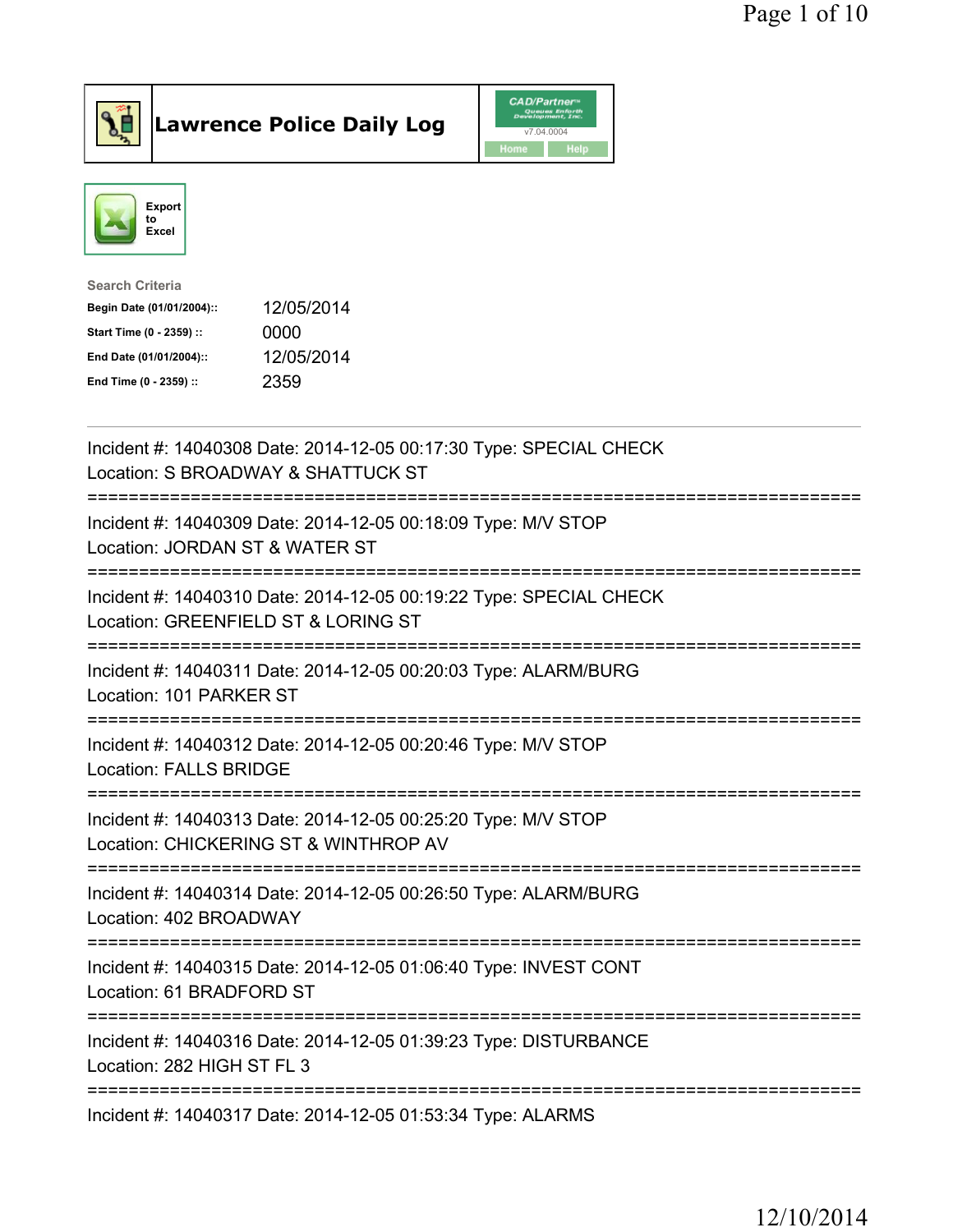# Lawrence Police Daily Log

Export to Excel

**Search Criteria**

| | |
|---|---|
| **Begin Date (01/01/2004)::** | 12/05/2014 |
| **Start Time (0 - 2359) ::** | 0000 |
| **End Date (01/01/2004)::** | 12/05/2014 |
| **End Time (0 - 2359) ::** | 2359 |

---

Incident #: 14040308 Date: 2014-12-05 00:17:30 Type: SPECIAL CHECK
Location: S BROADWAY & SHATTUCK ST

===========================================================================

Incident #: 14040309 Date: 2014-12-05 00:18:09 Type: M/V STOP
Location: JORDAN ST & WATER ST

===========================================================================

Incident #: 14040310 Date: 2014-12-05 00:19:22 Type: SPECIAL CHECK
Location: GREENFIELD ST & LORING ST

===========================================================================

Incident #: 14040311 Date: 2014-12-05 00:20:03 Type: ALARM/BURG
Location: 101 PARKER ST

===========================================================================

Incident #: 14040312 Date: 2014-12-05 00:20:46 Type: M/V STOP
Location: FALLS BRIDGE

===========================================================================

Incident #: 14040313 Date: 2014-12-05 00:25:20 Type: M/V STOP
Location: CHICKERING ST & WINTHROP AV

===========================================================================

Incident #: 14040314 Date: 2014-12-05 00:26:50 Type: ALARM/BURG
Location: 402 BROADWAY

===========================================================================

Incident #: 14040315 Date: 2014-12-05 01:06:40 Type: INVEST CONT
Location: 61 BRADFORD ST

===========================================================================

Incident #: 14040316 Date: 2014-12-05 01:39:23 Type: DISTURBANCE
Location: 282 HIGH ST FL 3

===========================================================================

Incident #: 14040317 Date: 2014-12-05 01:53:34 Type: ALARMS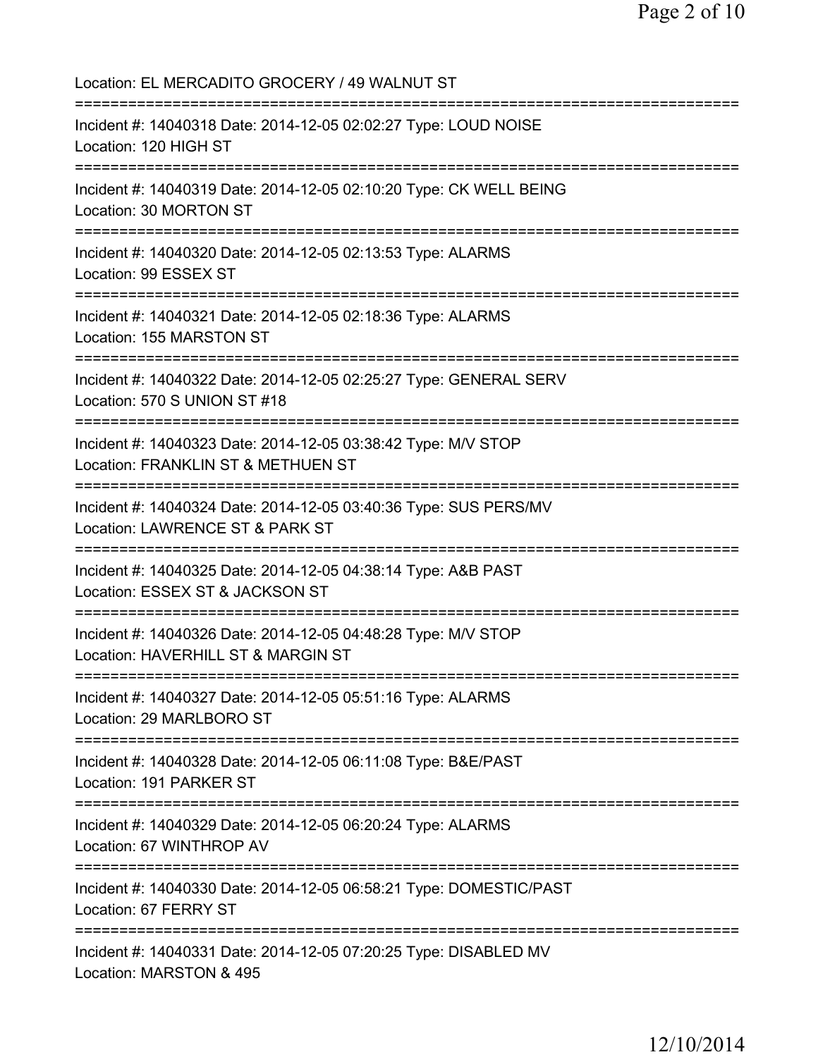Location: EL MERCADITO GROCERY / 49 WALNUT ST

===========================================================================

Incident #: 14040318 Date: 2014-12-05 02:02:27 Type: LOUD NOISE
Location: 120 HIGH ST

===========================================================================

Incident #: 14040319 Date: 2014-12-05 02:10:20 Type: CK WELL BEING
Location: 30 MORTON ST

===========================================================================

Incident #: 14040320 Date: 2014-12-05 02:13:53 Type: ALARMS
Location: 99 ESSEX ST

===========================================================================

Incident #: 14040321 Date: 2014-12-05 02:18:36 Type: ALARMS
Location: 155 MARSTON ST

===========================================================================

Incident #: 14040322 Date: 2014-12-05 02:25:27 Type: GENERAL SERV
Location: 570 S UNION ST #18

===========================================================================

Incident #: 14040323 Date: 2014-12-05 03:38:42 Type: M/V STOP
Location: FRANKLIN ST & METHUEN ST

===========================================================================

Incident #: 14040324 Date: 2014-12-05 03:40:36 Type: SUS PERS/MV
Location: LAWRENCE ST & PARK ST

===========================================================================

Incident #: 14040325 Date: 2014-12-05 04:38:14 Type: A&B PAST
Location: ESSEX ST & JACKSON ST

===========================================================================

Incident #: 14040326 Date: 2014-12-05 04:48:28 Type: M/V STOP
Location: HAVERHILL ST & MARGIN ST

===========================================================================

Incident #: 14040327 Date: 2014-12-05 05:51:16 Type: ALARMS
Location: 29 MARLBORO ST

===========================================================================

Incident #: 14040328 Date: 2014-12-05 06:11:08 Type: B&E/PAST
Location: 191 PARKER ST

===========================================================================

Incident #: 14040329 Date: 2014-12-05 06:20:24 Type: ALARMS
Location: 67 WINTHROP AV

===========================================================================

Incident #: 14040330 Date: 2014-12-05 06:58:21 Type: DOMESTIC/PAST
Location: 67 FERRY ST

===========================================================================

Incident #: 14040331 Date: 2014-12-05 07:20:25 Type: DISABLED MV
Location: MARSTON & 495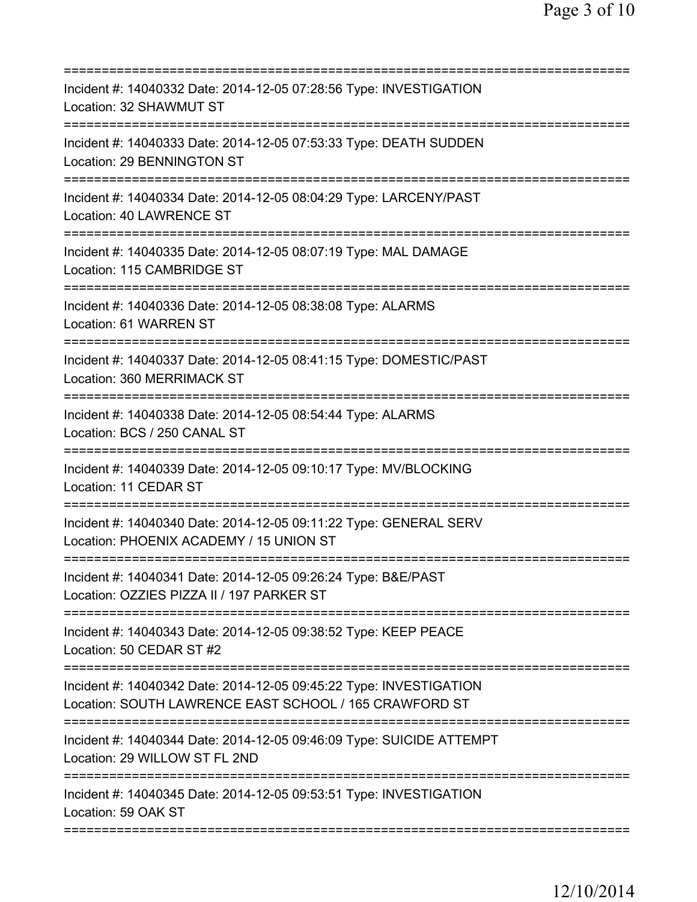===========================================================================
Incident #: 14040332 Date: 2014-12-05 07:28:56 Type: INVESTIGATION
Location: 32 SHAWMUT ST
===========================================================================
Incident #: 14040333 Date: 2014-12-05 07:53:33 Type: DEATH SUDDEN
Location: 29 BENNINGTON ST
===========================================================================
Incident #: 14040334 Date: 2014-12-05 08:04:29 Type: LARCENY/PAST
Location: 40 LAWRENCE ST
===========================================================================
Incident #: 14040335 Date: 2014-12-05 08:07:19 Type: MAL DAMAGE
Location: 115 CAMBRIDGE ST
===========================================================================
Incident #: 14040336 Date: 2014-12-05 08:38:08 Type: ALARMS
Location: 61 WARREN ST
===========================================================================
Incident #: 14040337 Date: 2014-12-05 08:41:15 Type: DOMESTIC/PAST
Location: 360 MERRIMACK ST
===========================================================================
Incident #: 14040338 Date: 2014-12-05 08:54:44 Type: ALARMS
Location: BCS / 250 CANAL ST
===========================================================================
Incident #: 14040339 Date: 2014-12-05 09:10:17 Type: MV/BLOCKING
Location: 11 CEDAR ST
===========================================================================
Incident #: 14040340 Date: 2014-12-05 09:11:22 Type: GENERAL SERV
Location: PHOENIX ACADEMY / 15 UNION ST
===========================================================================
Incident #: 14040341 Date: 2014-12-05 09:26:24 Type: B&E/PAST
Location: OZZIES PIZZA II / 197 PARKER ST
===========================================================================
Incident #: 14040343 Date: 2014-12-05 09:38:52 Type: KEEP PEACE
Location: 50 CEDAR ST #2
===========================================================================
Incident #: 14040342 Date: 2014-12-05 09:45:22 Type: INVESTIGATION
Location: SOUTH LAWRENCE EAST SCHOOL / 165 CRAWFORD ST
===========================================================================
Incident #: 14040344 Date: 2014-12-05 09:46:09 Type: SUICIDE ATTEMPT
Location: 29 WILLOW ST FL 2ND
===========================================================================
Incident #: 14040345 Date: 2014-12-05 09:53:51 Type: INVESTIGATION
Location: 59 OAK ST
===========================================================================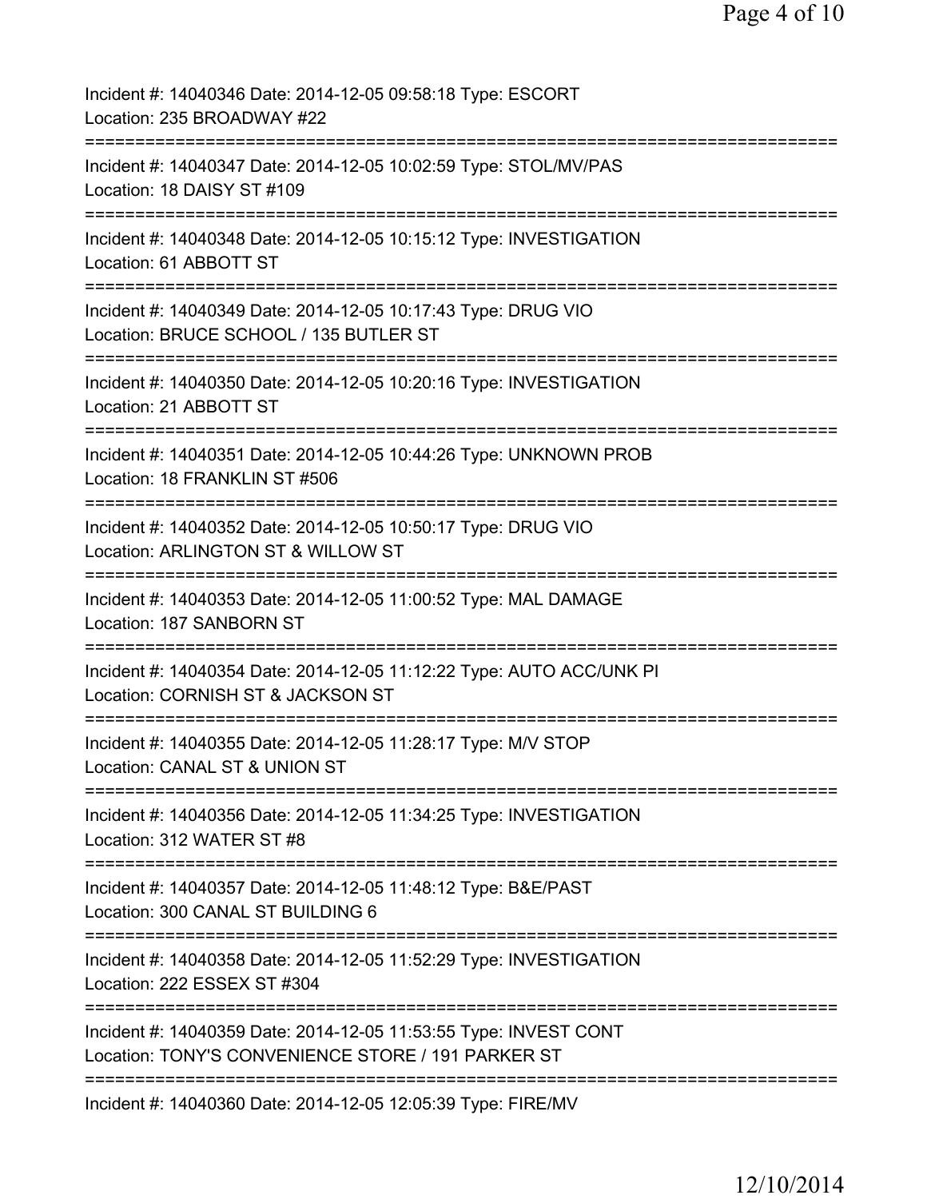Incident #: 14040346 Date: 2014-12-05 09:58:18 Type: ESCORT
Location: 235 BROADWAY #22
===========================================================================
Incident #: 14040347 Date: 2014-12-05 10:02:59 Type: STOL/MV/PAS
Location: 18 DAISY ST #109
===========================================================================
Incident #: 14040348 Date: 2014-12-05 10:15:12 Type: INVESTIGATION
Location: 61 ABBOTT ST
===========================================================================
Incident #: 14040349 Date: 2014-12-05 10:17:43 Type: DRUG VIO
Location: BRUCE SCHOOL / 135 BUTLER ST
===========================================================================
Incident #: 14040350 Date: 2014-12-05 10:20:16 Type: INVESTIGATION
Location: 21 ABBOTT ST
===========================================================================
Incident #: 14040351 Date: 2014-12-05 10:44:26 Type: UNKNOWN PROB
Location: 18 FRANKLIN ST #506
===========================================================================
Incident #: 14040352 Date: 2014-12-05 10:50:17 Type: DRUG VIO
Location: ARLINGTON ST & WILLOW ST
===========================================================================
Incident #: 14040353 Date: 2014-12-05 11:00:52 Type: MAL DAMAGE
Location: 187 SANBORN ST
===========================================================================
Incident #: 14040354 Date: 2014-12-05 11:12:22 Type: AUTO ACC/UNK PI
Location: CORNISH ST & JACKSON ST
===========================================================================
Incident #: 14040355 Date: 2014-12-05 11:28:17 Type: M/V STOP
Location: CANAL ST & UNION ST
===========================================================================
Incident #: 14040356 Date: 2014-12-05 11:34:25 Type: INVESTIGATION
Location: 312 WATER ST #8
===========================================================================
Incident #: 14040357 Date: 2014-12-05 11:48:12 Type: B&E/PAST
Location: 300 CANAL ST BUILDING 6
===========================================================================
Incident #: 14040358 Date: 2014-12-05 11:52:29 Type: INVESTIGATION
Location: 222 ESSEX ST #304
===========================================================================
Incident #: 14040359 Date: 2014-12-05 11:53:55 Type: INVEST CONT
Location: TONY'S CONVENIENCE STORE / 191 PARKER ST
===========================================================================
Incident #: 14040360 Date: 2014-12-05 12:05:39 Type: FIRE/MV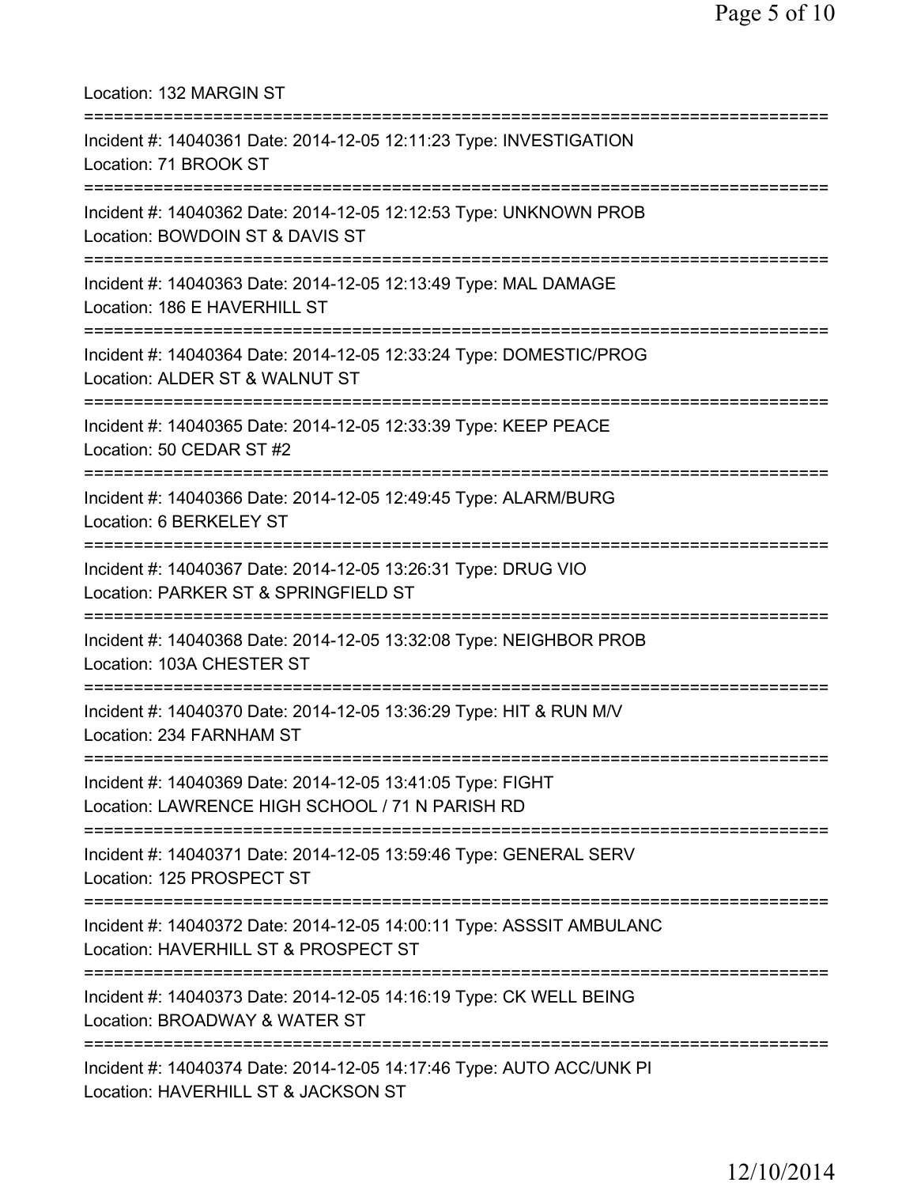Location: 132 MARGIN ST

===========================================================================

Incident #: 14040361 Date: 2014-12-05 12:11:23 Type: INVESTIGATION
Location: 71 BROOK ST

===========================================================================

Incident #: 14040362 Date: 2014-12-05 12:12:53 Type: UNKNOWN PROB
Location: BOWDOIN ST & DAVIS ST

===========================================================================

Incident #: 14040363 Date: 2014-12-05 12:13:49 Type: MAL DAMAGE
Location: 186 E HAVERHILL ST

===========================================================================

Incident #: 14040364 Date: 2014-12-05 12:33:24 Type: DOMESTIC/PROG
Location: ALDER ST & WALNUT ST

===========================================================================

Incident #: 14040365 Date: 2014-12-05 12:33:39 Type: KEEP PEACE
Location: 50 CEDAR ST #2

===========================================================================

Incident #: 14040366 Date: 2014-12-05 12:49:45 Type: ALARM/BURG
Location: 6 BERKELEY ST

===========================================================================

Incident #: 14040367 Date: 2014-12-05 13:26:31 Type: DRUG VIO
Location: PARKER ST & SPRINGFIELD ST

===========================================================================

Incident #: 14040368 Date: 2014-12-05 13:32:08 Type: NEIGHBOR PROB
Location: 103A CHESTER ST

===========================================================================

Incident #: 14040370 Date: 2014-12-05 13:36:29 Type: HIT & RUN M/V
Location: 234 FARNHAM ST

===========================================================================

Incident #: 14040369 Date: 2014-12-05 13:41:05 Type: FIGHT
Location: LAWRENCE HIGH SCHOOL / 71 N PARISH RD

===========================================================================

Incident #: 14040371 Date: 2014-12-05 13:59:46 Type: GENERAL SERV
Location: 125 PROSPECT ST

===========================================================================

Incident #: 14040372 Date: 2014-12-05 14:00:11 Type: ASSSIT AMBULANC
Location: HAVERHILL ST & PROSPECT ST

===========================================================================

Incident #: 14040373 Date: 2014-12-05 14:16:19 Type: CK WELL BEING
Location: BROADWAY & WATER ST

===========================================================================

Incident #: 14040374 Date: 2014-12-05 14:17:46 Type: AUTO ACC/UNK PI
Location: HAVERHILL ST & JACKSON ST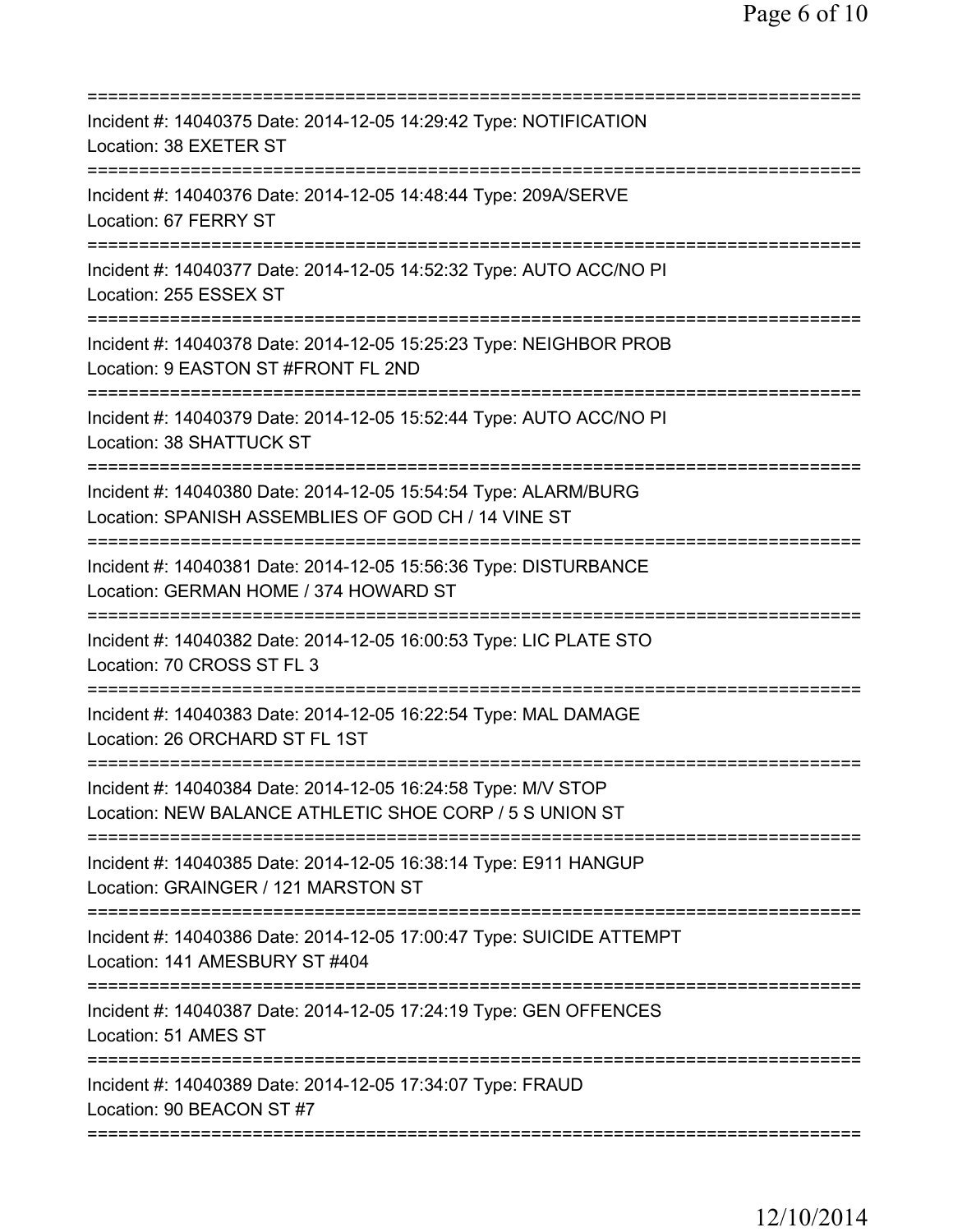===========================================================================
Incident #: 14040375 Date: 2014-12-05 14:29:42 Type: NOTIFICATION
Location: 38 EXETER ST
===========================================================================
Incident #: 14040376 Date: 2014-12-05 14:48:44 Type: 209A/SERVE
Location: 67 FERRY ST
===========================================================================
Incident #: 14040377 Date: 2014-12-05 14:52:32 Type: AUTO ACC/NO PI
Location: 255 ESSEX ST
===========================================================================
Incident #: 14040378 Date: 2014-12-05 15:25:23 Type: NEIGHBOR PROB
Location: 9 EASTON ST #FRONT FL 2ND
===========================================================================
Incident #: 14040379 Date: 2014-12-05 15:52:44 Type: AUTO ACC/NO PI
Location: 38 SHATTUCK ST
===========================================================================
Incident #: 14040380 Date: 2014-12-05 15:54:54 Type: ALARM/BURG
Location: SPANISH ASSEMBLIES OF GOD CH / 14 VINE ST
===========================================================================
Incident #: 14040381 Date: 2014-12-05 15:56:36 Type: DISTURBANCE
Location: GERMAN HOME / 374 HOWARD ST
===========================================================================
Incident #: 14040382 Date: 2014-12-05 16:00:53 Type: LIC PLATE STO
Location: 70 CROSS ST FL 3
===========================================================================
Incident #: 14040383 Date: 2014-12-05 16:22:54 Type: MAL DAMAGE
Location: 26 ORCHARD ST FL 1ST
===========================================================================
Incident #: 14040384 Date: 2014-12-05 16:24:58 Type: M/V STOP
Location: NEW BALANCE ATHLETIC SHOE CORP / 5 S UNION ST
===========================================================================
Incident #: 14040385 Date: 2014-12-05 16:38:14 Type: E911 HANGUP
Location: GRAINGER / 121 MARSTON ST
===========================================================================
Incident #: 14040386 Date: 2014-12-05 17:00:47 Type: SUICIDE ATTEMPT
Location: 141 AMESBURY ST #404
===========================================================================
Incident #: 14040387 Date: 2014-12-05 17:24:19 Type: GEN OFFENCES
Location: 51 AMES ST
===========================================================================
Incident #: 14040389 Date: 2014-12-05 17:34:07 Type: FRAUD
Location: 90 BEACON ST #7
===========================================================================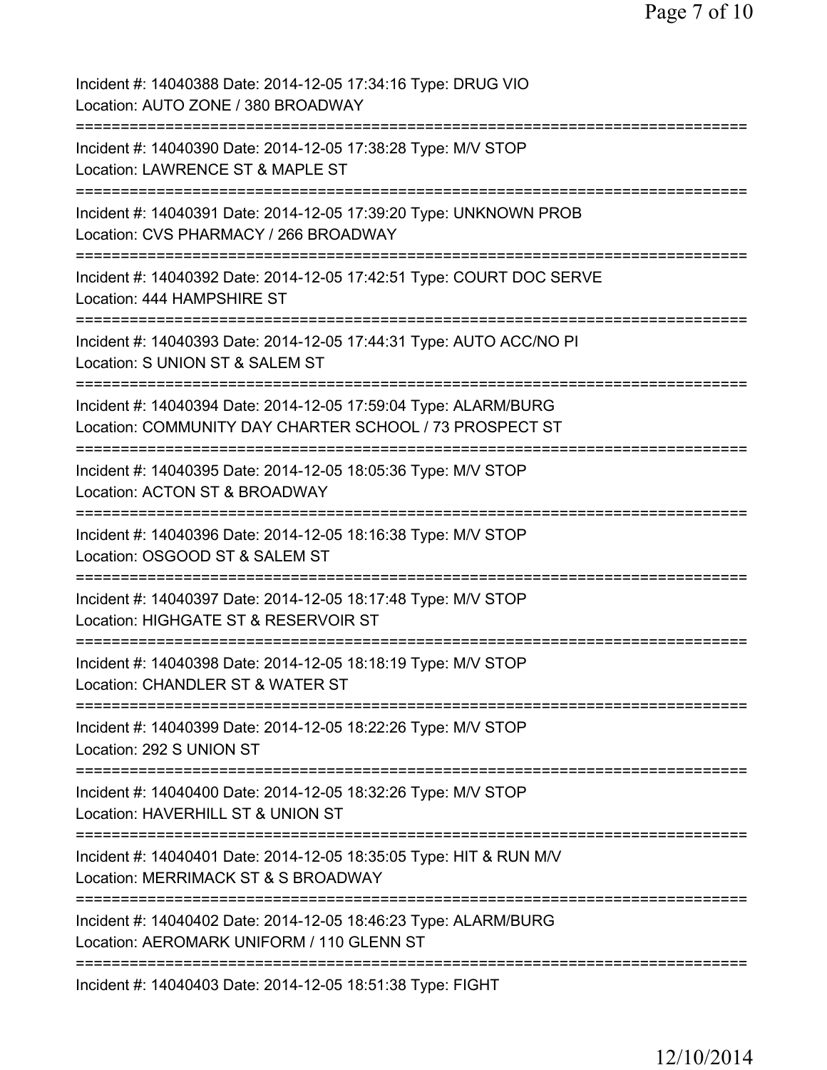Incident #: 14040388 Date: 2014-12-05 17:34:16 Type: DRUG VIO
Location: AUTO ZONE / 380 BROADWAY

===========================================================================

Incident #: 14040390 Date: 2014-12-05 17:38:28 Type: M/V STOP
Location: LAWRENCE ST & MAPLE ST

===========================================================================

Incident #: 14040391 Date: 2014-12-05 17:39:20 Type: UNKNOWN PROB
Location: CVS PHARMACY / 266 BROADWAY

===========================================================================

Incident #: 14040392 Date: 2014-12-05 17:42:51 Type: COURT DOC SERVE
Location: 444 HAMPSHIRE ST

===========================================================================

Incident #: 14040393 Date: 2014-12-05 17:44:31 Type: AUTO ACC/NO PI
Location: S UNION ST & SALEM ST

===========================================================================

Incident #: 14040394 Date: 2014-12-05 17:59:04 Type: ALARM/BURG
Location: COMMUNITY DAY CHARTER SCHOOL / 73 PROSPECT ST

===========================================================================

Incident #: 14040395 Date: 2014-12-05 18:05:36 Type: M/V STOP
Location: ACTON ST & BROADWAY

===========================================================================

Incident #: 14040396 Date: 2014-12-05 18:16:38 Type: M/V STOP
Location: OSGOOD ST & SALEM ST

===========================================================================

Incident #: 14040397 Date: 2014-12-05 18:17:48 Type: M/V STOP
Location: HIGHGATE ST & RESERVOIR ST

===========================================================================

Incident #: 14040398 Date: 2014-12-05 18:18:19 Type: M/V STOP
Location: CHANDLER ST & WATER ST

===========================================================================

Incident #: 14040399 Date: 2014-12-05 18:22:26 Type: M/V STOP
Location: 292 S UNION ST

===========================================================================

Incident #: 14040400 Date: 2014-12-05 18:32:26 Type: M/V STOP
Location: HAVERHILL ST & UNION ST

===========================================================================

Incident #: 14040401 Date: 2014-12-05 18:35:05 Type: HIT & RUN M/V
Location: MERRIMACK ST & S BROADWAY

===========================================================================

Incident #: 14040402 Date: 2014-12-05 18:46:23 Type: ALARM/BURG
Location: AEROMARK UNIFORM / 110 GLENN ST

===========================================================================

Incident #: 14040403 Date: 2014-12-05 18:51:38 Type: FIGHT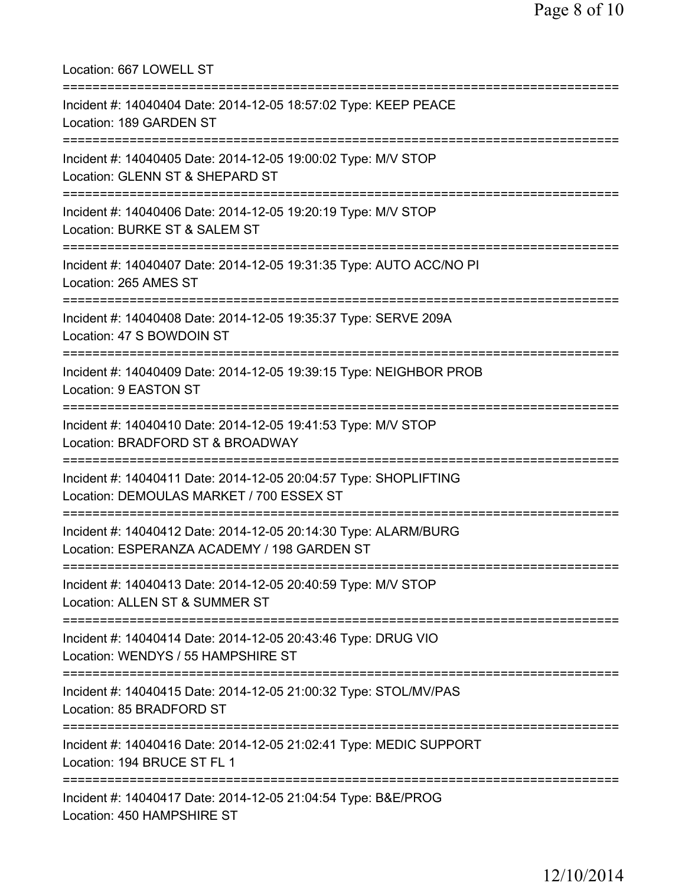Location: 667 LOWELL ST

===========================================================================

Incident #: 14040404 Date: 2014-12-05 18:57:02 Type: KEEP PEACE
Location: 189 GARDEN ST

===========================================================================

Incident #: 14040405 Date: 2014-12-05 19:00:02 Type: M/V STOP
Location: GLENN ST & SHEPARD ST

===========================================================================

Incident #: 14040406 Date: 2014-12-05 19:20:19 Type: M/V STOP
Location: BURKE ST & SALEM ST

===========================================================================

Incident #: 14040407 Date: 2014-12-05 19:31:35 Type: AUTO ACC/NO PI
Location: 265 AMES ST

===========================================================================

Incident #: 14040408 Date: 2014-12-05 19:35:37 Type: SERVE 209A
Location: 47 S BOWDOIN ST

===========================================================================

Incident #: 14040409 Date: 2014-12-05 19:39:15 Type: NEIGHBOR PROB
Location: 9 EASTON ST

===========================================================================

Incident #: 14040410 Date: 2014-12-05 19:41:53 Type: M/V STOP
Location: BRADFORD ST & BROADWAY

===========================================================================

Incident #: 14040411 Date: 2014-12-05 20:04:57 Type: SHOPLIFTING
Location: DEMOULAS MARKET / 700 ESSEX ST

===========================================================================

Incident #: 14040412 Date: 2014-12-05 20:14:30 Type: ALARM/BURG
Location: ESPERANZA ACADEMY / 198 GARDEN ST

===========================================================================

Incident #: 14040413 Date: 2014-12-05 20:40:59 Type: M/V STOP
Location: ALLEN ST & SUMMER ST

===========================================================================

Incident #: 14040414 Date: 2014-12-05 20:43:46 Type: DRUG VIO
Location: WENDYS / 55 HAMPSHIRE ST

===========================================================================

Incident #: 14040415 Date: 2014-12-05 21:00:32 Type: STOL/MV/PAS
Location: 85 BRADFORD ST

===========================================================================

Incident #: 14040416 Date: 2014-12-05 21:02:41 Type: MEDIC SUPPORT
Location: 194 BRUCE ST FL 1

===========================================================================

Incident #: 14040417 Date: 2014-12-05 21:04:54 Type: B&E/PROG
Location: 450 HAMPSHIRE ST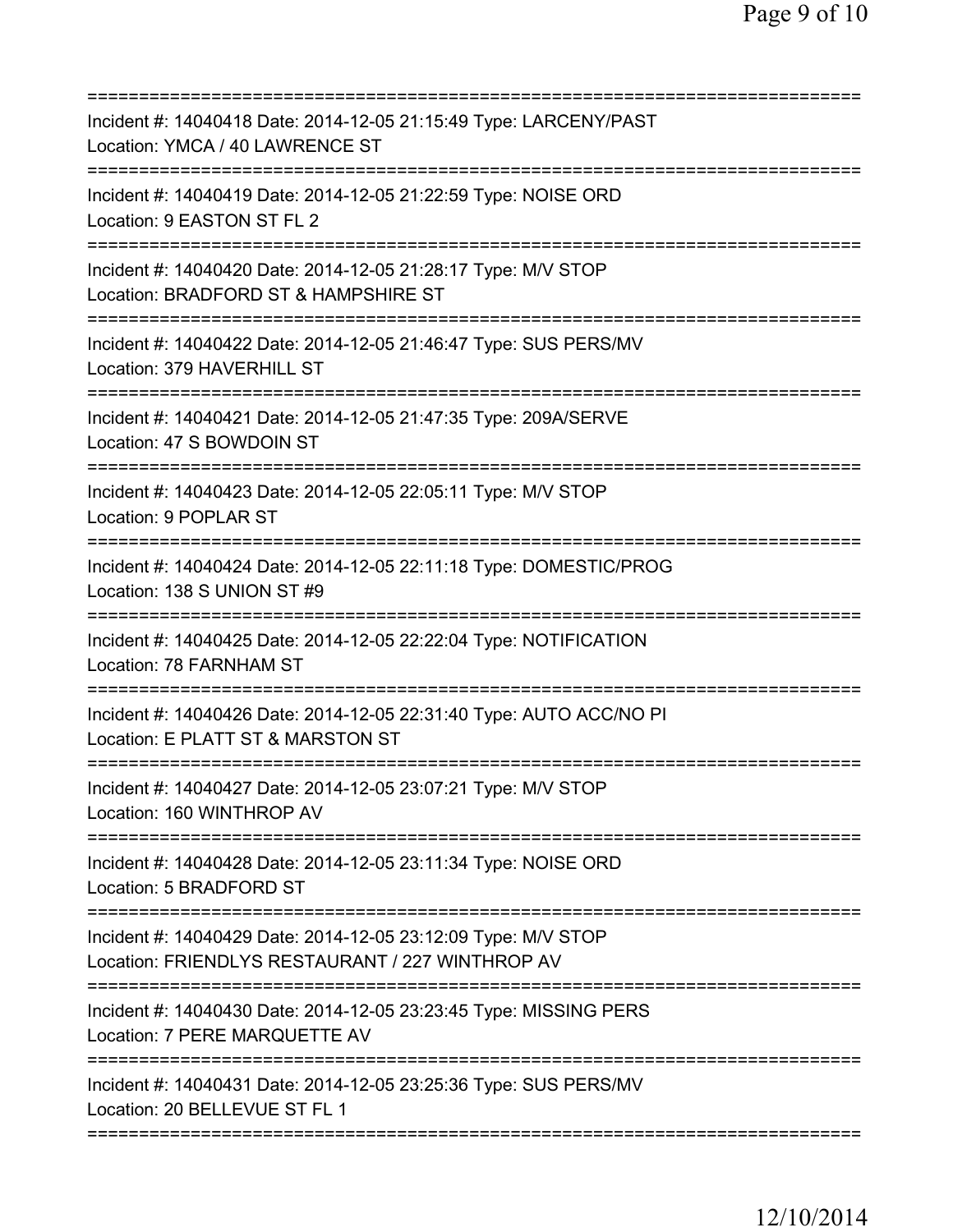==============================================================================
Incident #: 14040418 Date: 2014-12-05 21:15:49 Type: LARCENY/PAST
Location: YMCA / 40 LAWRENCE ST
==============================================================================
Incident #: 14040419 Date: 2014-12-05 21:22:59 Type: NOISE ORD
Location: 9 EASTON ST FL 2
==============================================================================
Incident #: 14040420 Date: 2014-12-05 21:28:17 Type: M/V STOP
Location: BRADFORD ST & HAMPSHIRE ST
==============================================================================
Incident #: 14040422 Date: 2014-12-05 21:46:47 Type: SUS PERS/MV
Location: 379 HAVERHILL ST
==============================================================================
Incident #: 14040421 Date: 2014-12-05 21:47:35 Type: 209A/SERVE
Location: 47 S BOWDOIN ST
==============================================================================
Incident #: 14040423 Date: 2014-12-05 22:05:11 Type: M/V STOP
Location: 9 POPLAR ST
==============================================================================
Incident #: 14040424 Date: 2014-12-05 22:11:18 Type: DOMESTIC/PROG
Location: 138 S UNION ST #9
==============================================================================
Incident #: 14040425 Date: 2014-12-05 22:22:04 Type: NOTIFICATION
Location: 78 FARNHAM ST
==============================================================================
Incident #: 14040426 Date: 2014-12-05 22:31:40 Type: AUTO ACC/NO PI
Location: E PLATT ST & MARSTON ST
==============================================================================
Incident #: 14040427 Date: 2014-12-05 23:07:21 Type: M/V STOP
Location: 160 WINTHROP AV
==============================================================================
Incident #: 14040428 Date: 2014-12-05 23:11:34 Type: NOISE ORD
Location: 5 BRADFORD ST
==============================================================================
Incident #: 14040429 Date: 2014-12-05 23:12:09 Type: M/V STOP
Location: FRIENDLYS RESTAURANT / 227 WINTHROP AV
==============================================================================
Incident #: 14040430 Date: 2014-12-05 23:23:45 Type: MISSING PERS
Location: 7 PERE MARQUETTE AV
==============================================================================
Incident #: 14040431 Date: 2014-12-05 23:25:36 Type: SUS PERS/MV
Location: 20 BELLEVUE ST FL 1
==============================================================================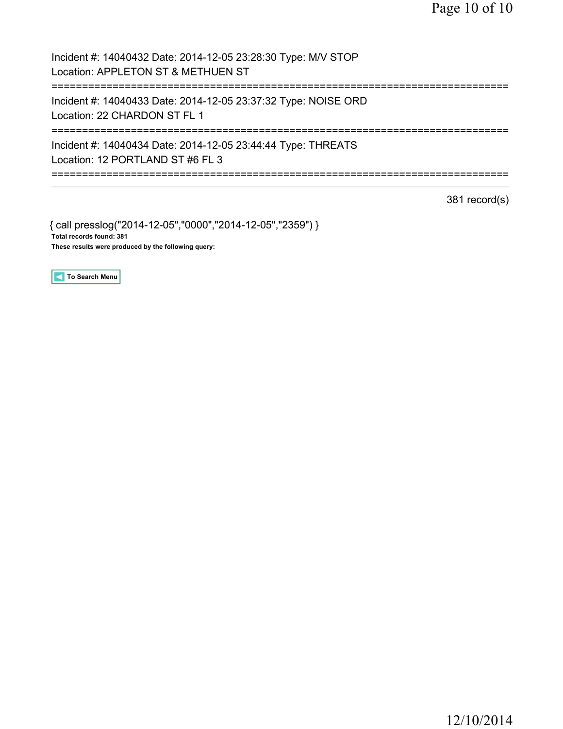Incident #: 14040432 Date: 2014-12-05 23:28:30 Type: M/V STOP
Location: APPLETON ST & METHUEN ST

===========================================================================

Incident #: 14040433 Date: 2014-12-05 23:37:32 Type: NOISE ORD
Location: 22 CHARDON ST FL 1

===========================================================================

Incident #: 14040434 Date: 2014-12-05 23:44:44 Type: THREATS
Location: 12 PORTLAND ST #6 FL 3

===========================================================================

381 record(s)

{ call presslog("2014-12-05","0000","2014-12-05","2359") }

**Total records found: 381**

**These results were produced by the following query:**

**To Search Menu**